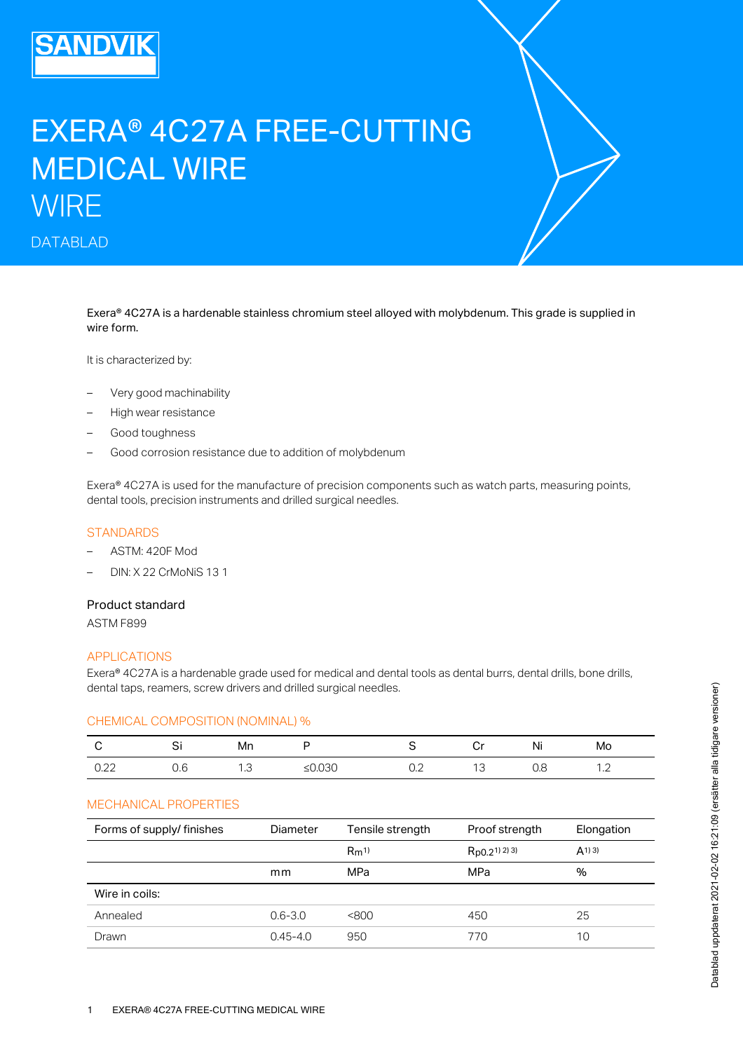# EXERA® 4C27A FREE-CUTTING MEDICAL WIRE

WIRE

DATABLAD

Exera® 4C27A is a hardenable stainless chromium steel alloyed with molybdenum. This grade is supplied in wire form.

It is characterized by:

- Very good machinability
- High wear resistance
- Good toughness
- Good corrosion resistance due to addition of molybdenum

Exera® 4C27A is used for the manufacture of precision components such as watch parts, measuring points, dental tools, precision instruments and drilled surgical needles.

## STANDARDS

- ASTM: 420F Mod
- DIN: X 22 CrMoNiS 13 1

### Product standard

ASTM F899

## APPLICATIONS

Exera® 4C27A is a hardenable grade used for medical and dental tools as dental burrs, dental drills, bone drills, dental taps, reamers, screw drivers and drilled surgical needles.

## CHEMICAL COMPOSITION (NOMINAL) %

| C | Si | Mn | P | S | Cr | Ni | Mo |
|---|---|---|---|---|---|---|---|
| 0.22 | 0.6 | 1.3 | ≤0.030 | 0.2 | 13 | 0.8 | 1.2 |

## MECHANICAL PROPERTIES

| Forms of supply/ finishes | Diameter | Tensile strength | Proof strength | Elongation |
|---|---|---|---|---|
| | | $R_m$ [1] | $R_{p0.2}$ [1) 2) 3)] | A [1) 3)] |
| | mm | MPa | MPa | % |
| Wire in coils: | | | | |
| Annealed | 0.6-3.0 | <800 | 450 | 25 |
| Drawn | 0.45-4.0 | 950 | 770 | 10 |

Datablad uppdaterat 2021-02-02 16:21:09 (ersätter alla tidigare versioner)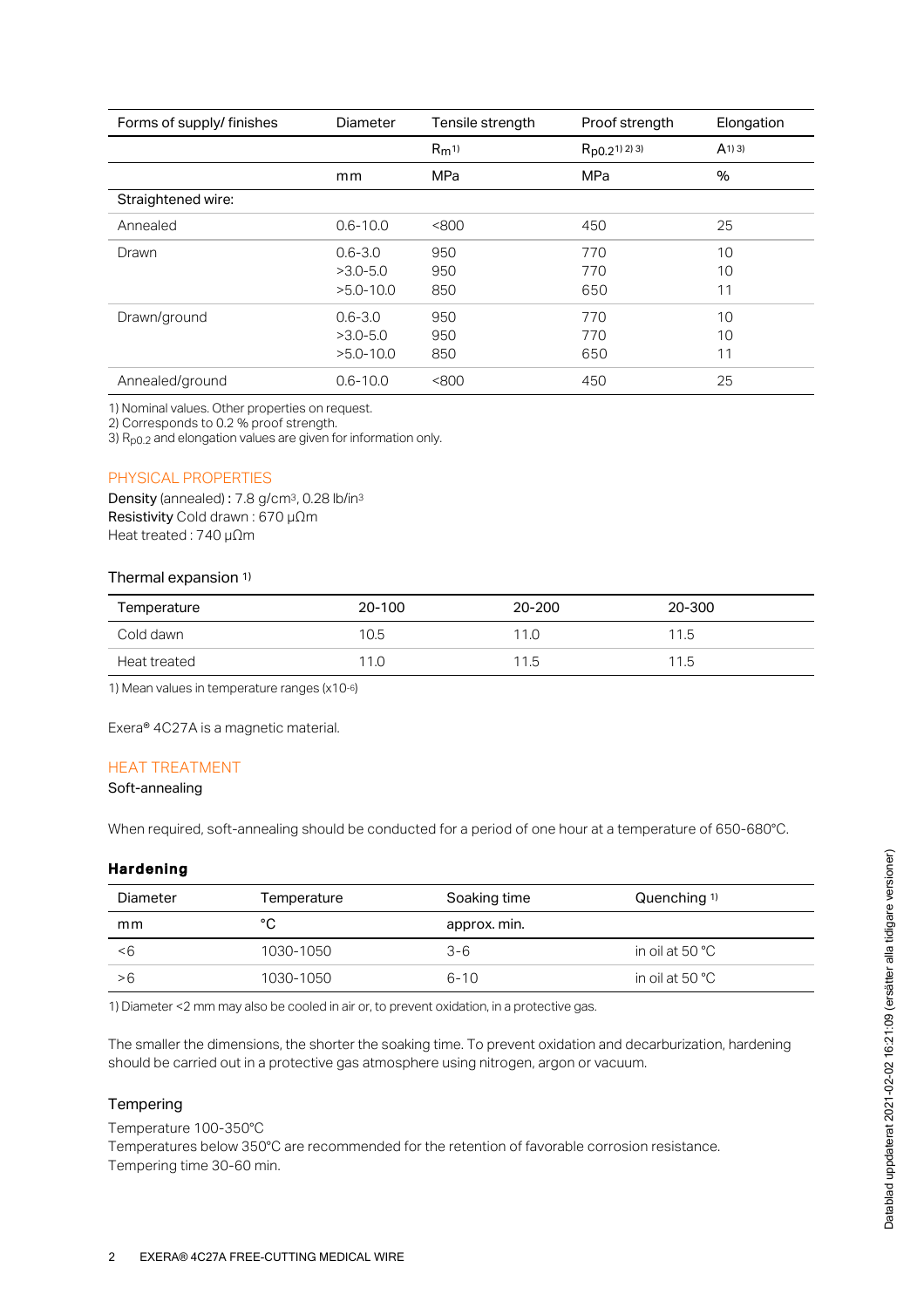| Forms of supply/ finishes | Diameter | Tensile strength | Proof strength | Elongation |
|---|---|---|---|---|
| | | $R_m$[1] | $R_{p0.2}$[1) 2) 3)] | A[1) 3)] |
| | mm | MPa | MPa | % |
| Straightened wire: | | | | |
| Annealed | 0.6-10.0 | <800 | 450 | 25 |
| Drawn | 0.6-3.0<br>>3.0-5.0<br>>5.0-10.0 | 950<br>950<br>850 | 770<br>770<br>650 | 10<br>10<br>11 |
| Drawn/ground | 0.6-3.0<br>>3.0-5.0<br>>5.0-10.0 | 950<br>950<br>850 | 770<br>770<br>650 | 10<br>10<br>11 |
| Annealed/ground | 0.6-10.0 | <800 | 450 | 25 |

1) Nominal values. Other properties on request.
2) Corresponds to 0.2 % proof strength.
3) $R_{p0.2}$ and elongation values are given for information only.

## PHYSICAL PROPERTIES

**Density** (annealed) **:** 7.8 g/cm³, 0.28 lb/in³
**Resistivity** Cold drawn : 670 µΩm
Heat treated : 740 µΩm

### Thermal expansion [1]

| Temperature | 20-100 | 20-200 | 20-300 |
|---|---|---|---|
| Cold dawn | 10.5 | 11.0 | 11.5 |
| Heat treated | 11.0 | 11.5 | 11.5 |

1) Mean values in temperature ranges ($x10^{-6}$)

Exera® 4C27A is a magnetic material.

## HEAT TREATMENT

Soft-annealing

When required, soft-annealing should be conducted for a period of one hour at a temperature of 650-680°C.

### Hardening

| Diameter | Temperature | Soaking time | Quenching [1] |
|---|---|---|---|
| mm | °C | approx. min. | |
| <6 | 1030-1050 | 3-6 | in oil at 50 °C |
| >6 | 1030-1050 | 6-10 | in oil at 50 °C |

1) Diameter <2 mm may also be cooled in air or, to prevent oxidation, in a protective gas.

The smaller the dimensions, the shorter the soaking time. To prevent oxidation and decarburization, hardening should be carried out in a protective gas atmosphere using nitrogen, argon or vacuum.

### Tempering

Temperature 100-350°C
Temperatures below 350°C are recommended for the retention of favorable corrosion resistance.
Tempering time 30-60 min.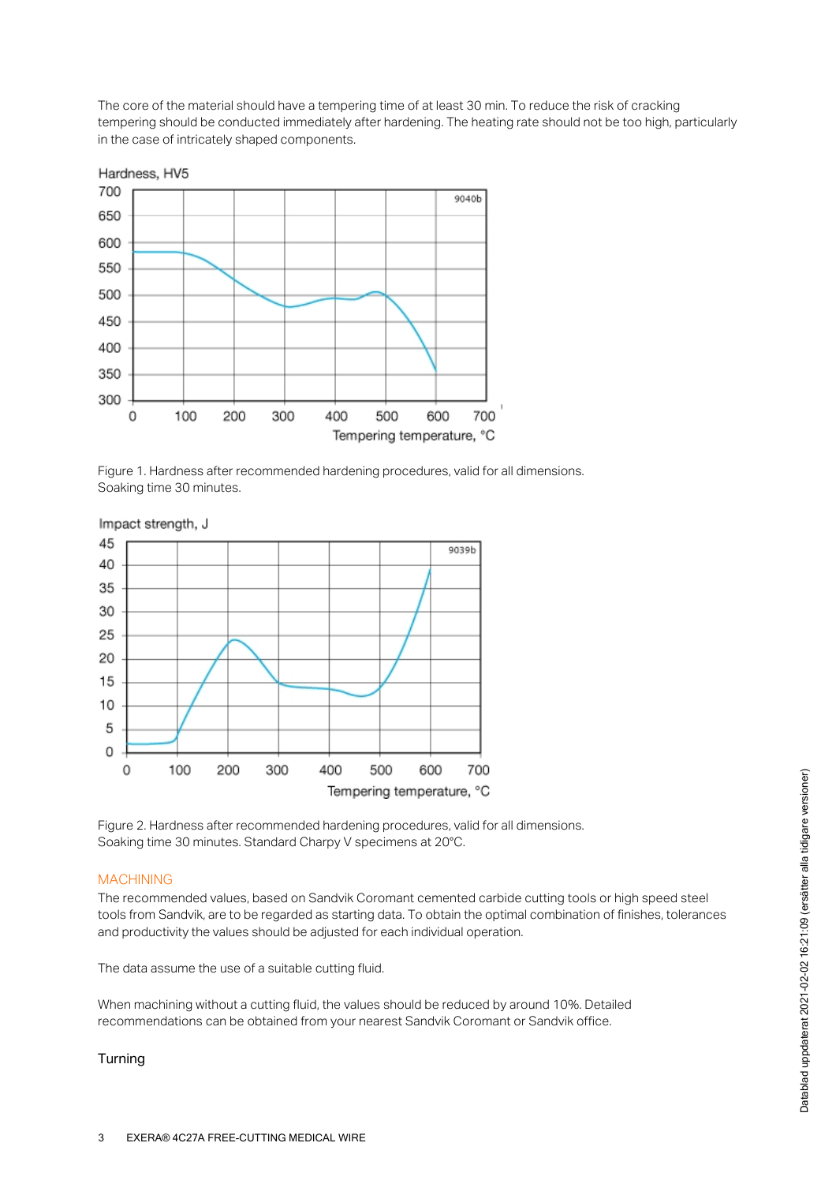The core of the material should have a tempering time of at least 30 min. To reduce the risk of cracking tempering should be conducted immediately after hardening. The heating rate should not be too high, particularly in the case of intricately shaped components.

Figure 1. Hardness after recommended hardening procedures, valid for all dimensions.
Soaking time 30 minutes.

Figure 2. Hardness after recommended hardening procedures, valid for all dimensions.
Soaking time 30 minutes. Standard Charpy V specimens at 20°C.

## MACHINING

The recommended values, based on Sandvik Coromant cemented carbide cutting tools or high speed steel tools from Sandvik, are to be regarded as starting data. To obtain the optimal combination of finishes, tolerances and productivity the values should be adjusted for each individual operation.

The data assume the use of a suitable cutting fluid.

When machining without a cutting fluid, the values should be reduced by around 10%. Detailed recommendations can be obtained from your nearest Sandvik Coromant or Sandvik office.

### Turning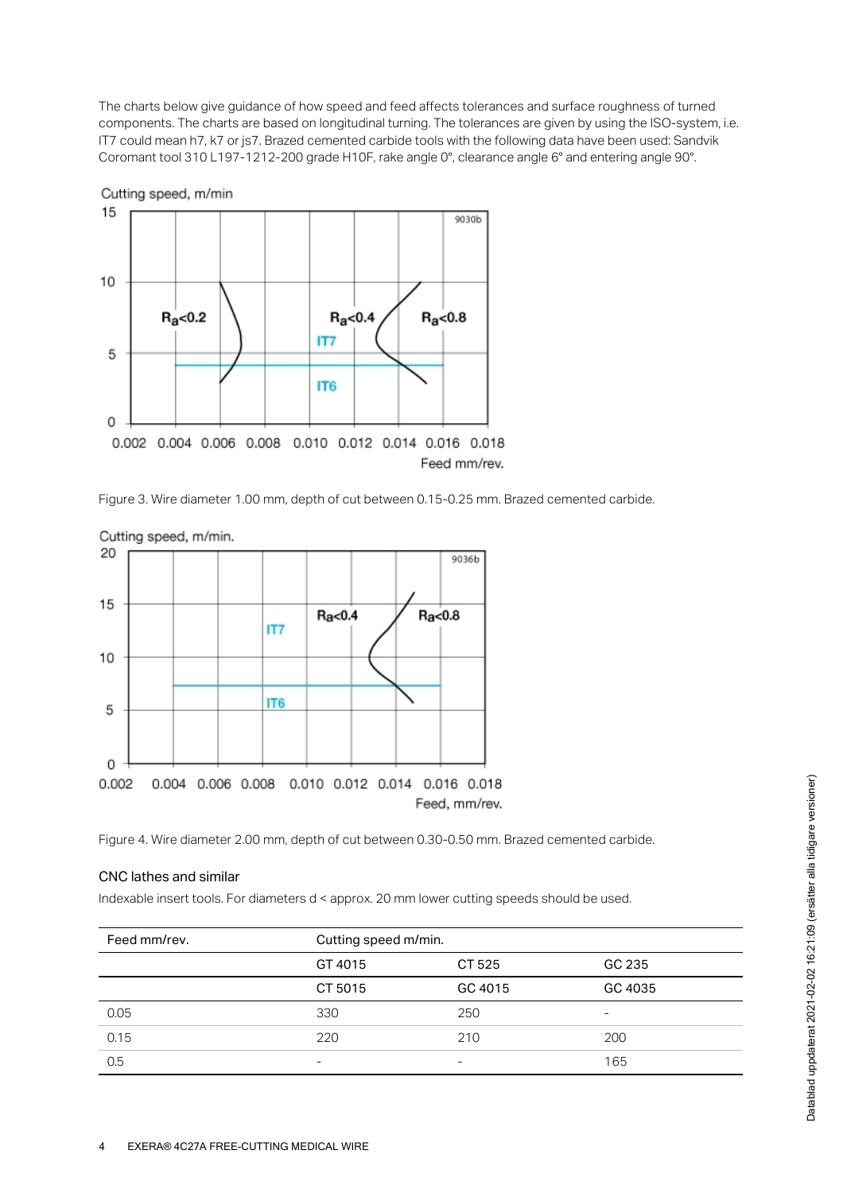The charts below give guidance of how speed and feed affects tolerances and surface roughness of turned components. The charts are based on longitudinal turning. The tolerances are given by using the ISO-system, i.e. IT7 could mean h7, k7 or js7. Brazed cemented carbide tools with the following data have been used: Sandvik Coromant tool 310 L197-1212-200 grade H10F, rake angle 0°, clearance angle 6° and entering angle 90°.

Figure 3. Wire diameter 1.00 mm, depth of cut between 0.15-0.25 mm. Brazed cemented carbide.

Figure 4. Wire diameter 2.00 mm, depth of cut between 0.30-0.50 mm. Brazed cemented carbide.

### CNC lathes and similar

Indexable insert tools. For diameters d < approx. 20 mm lower cutting speeds should be used.

| Feed mm/rev. | Cutting speed m/min. | | |
|---|---|---|---|
| | GT 4015 | CT 525 | GC 235 |
| | CT 5015 | GC 4015 | GC 4035 |
| 0.05 | 330 | 250 | - |
| 0.15 | 220 | 210 | 200 |
| 0.5 | - | - | 165 |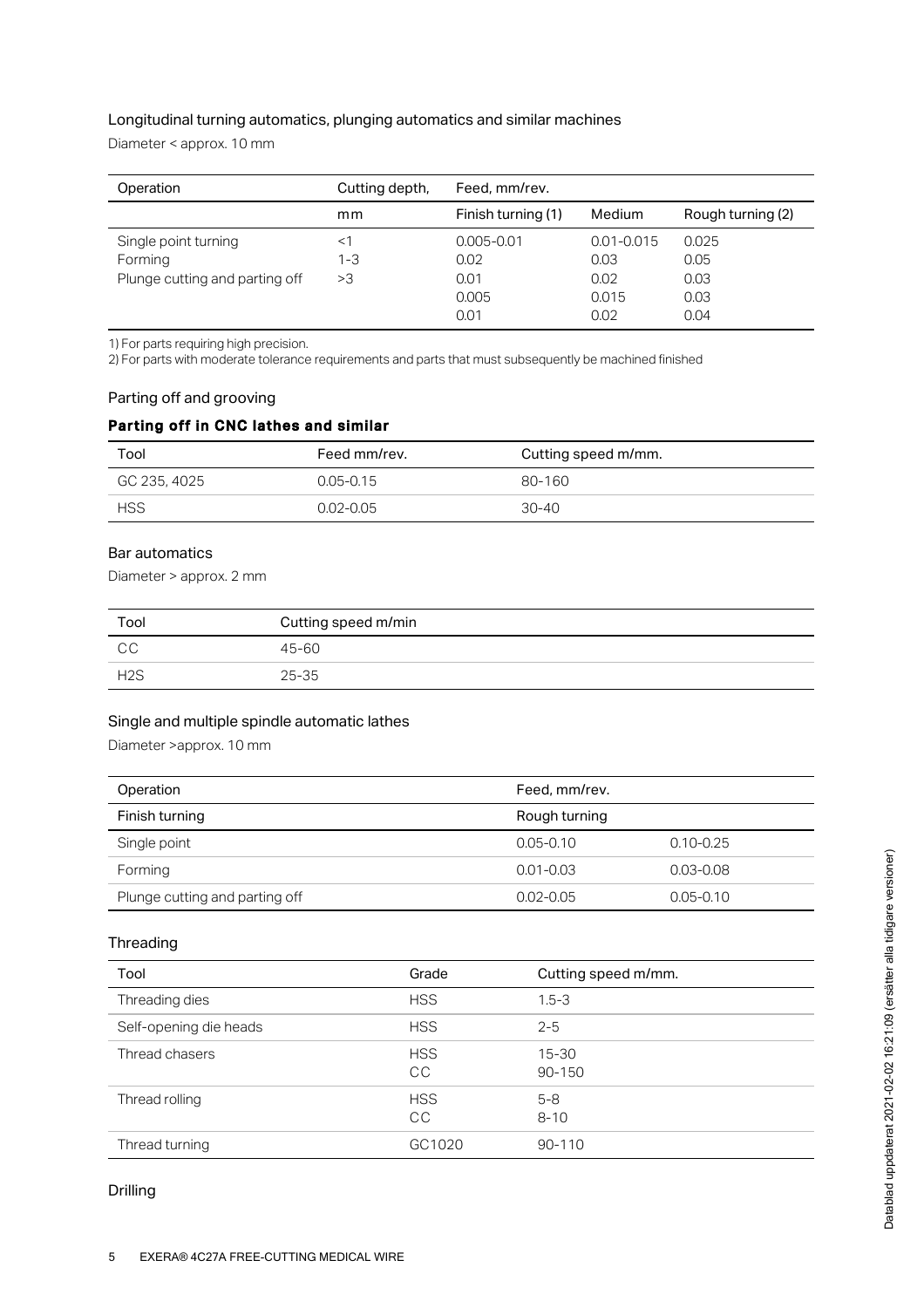### Longitudinal turning automatics, plunging automatics and similar machines

Diameter < approx. 10 mm

| Operation | Cutting depth, | Feed, mm/rev. | | |
|---|---|---|---|---|
| | mm | Finish turning (1) | Medium | Rough turning (2) |
| Single point turning | <1 | 0.005-0.01 | 0.01-0.015 | 0.025 |
| Forming | 1-3 | 0.02 | 0.03 | 0.05 |
| Plunge cutting and parting off | >3 | 0.01 | 0.02 | 0.03 |
| | | 0.005 | 0.015 | 0.03 |
| | | 0.01 | 0.02 | 0.04 |

1) For parts requiring high precision.
2) For parts with moderate tolerance requirements and parts that must subsequently be machined finished

### Parting off and grooving

**Parting off in CNC lathes and similar**

| Tool | Feed mm/rev. | Cutting speed m/mm. |
|---|---|---|
| GC 235, 4025 | 0.05-0.15 | 80-160 |
| HSS | 0.02-0.05 | 30-40 |

### Bar automatics

Diameter > approx. 2 mm

| Tool | Cutting speed m/min |
|---|---|
| CC | 45-60 |
| H2S | 25-35 |

### Single and multiple spindle automatic lathes

Diameter >approx. 10 mm

| Operation | Feed, mm/rev. | |
|---|---|---|
| Finish turning | Rough turning | |
| Single point | 0.05-0.10 | 0.10-0.25 |
| Forming | 0.01-0.03 | 0.03-0.08 |
| Plunge cutting and parting off | 0.02-0.05 | 0.05-0.10 |

### Threading

| Tool | Grade | Cutting speed m/mm. |
|---|---|---|
| Threading dies | HSS | 1.5-3 |
| Self-opening die heads | HSS | 2-5 |
| Thread chasers | HSS<br>CC | 15-30<br>90-150 |
| Thread rolling | HSS<br>CC | 5-8<br>8-10 |
| Thread turning | GC1020 | 90-110 |

### Drilling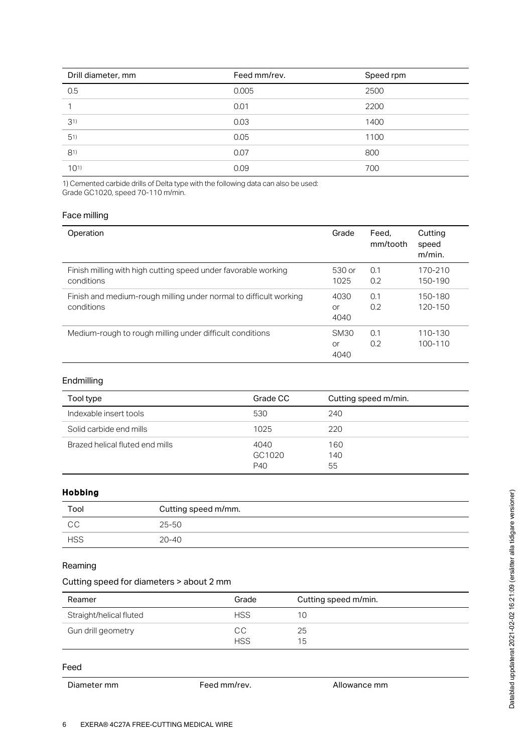| Drill diameter, mm | Feed mm/rev. | Speed rpm |
| --- | --- | --- |
| 0.5 | 0.005 | 2500 |
| 1 | 0.01 | 2200 |
| 3[1] | 0.03 | 1400 |
| 5[1] | 0.05 | 1100 |
| 8[1] | 0.07 | 800 |
| 10[1] | 0.09 | 700 |

1) Cemented carbide drills of Delta type with the following data can also be used:
Grade GC1020, speed 70-110 m/min.

## Face milling

| Operation | Grade | Feed, mm/tooth | Cutting speed m/min. |
| --- | --- | --- | --- |
| Finish milling with high cutting speed under favorable working conditions | 530 or 1025 | 0.1<br>0.2 | 170-210<br>150-190 |
| Finish and medium-rough milling under normal to difficult working conditions | 4030 or 4040 | 0.1<br>0.2 | 150-180<br>120-150 |
| Medium-rough to rough milling under difficult conditions | SM30 or 4040 | 0.1<br>0.2 | 110-130<br>100-110 |

## Endmilling

| Tool type | Grade CC | Cutting speed m/min. |
| --- | --- | --- |
| Indexable insert tools | 530 | 240 |
| Solid carbide end mills | 1025 | 220 |
| Brazed helical fluted end mills | 4040<br>GC1020<br>P40 | 160<br>140<br>55 |

## **Hobbing**

| Tool | Cutting speed m/mm. |
| --- | --- |
| CC | 25-50 |
| HSS | 20-40 |

## Reaming

### Cutting speed for diameters > about 2 mm

| Reamer | Grade | Cutting speed m/min. |
| --- | --- | --- |
| Straight/helical fluted | HSS | 10 |
| Gun drill geometry | CC<br>HSS | 25<br>15 |

### Feed

| Diameter mm | Feed mm/rev. | Allowance mm |
| --- | --- | --- |

Datablad uppdaterat 2021-02-02 16:21:09 (ersätter alla tidigare versioner)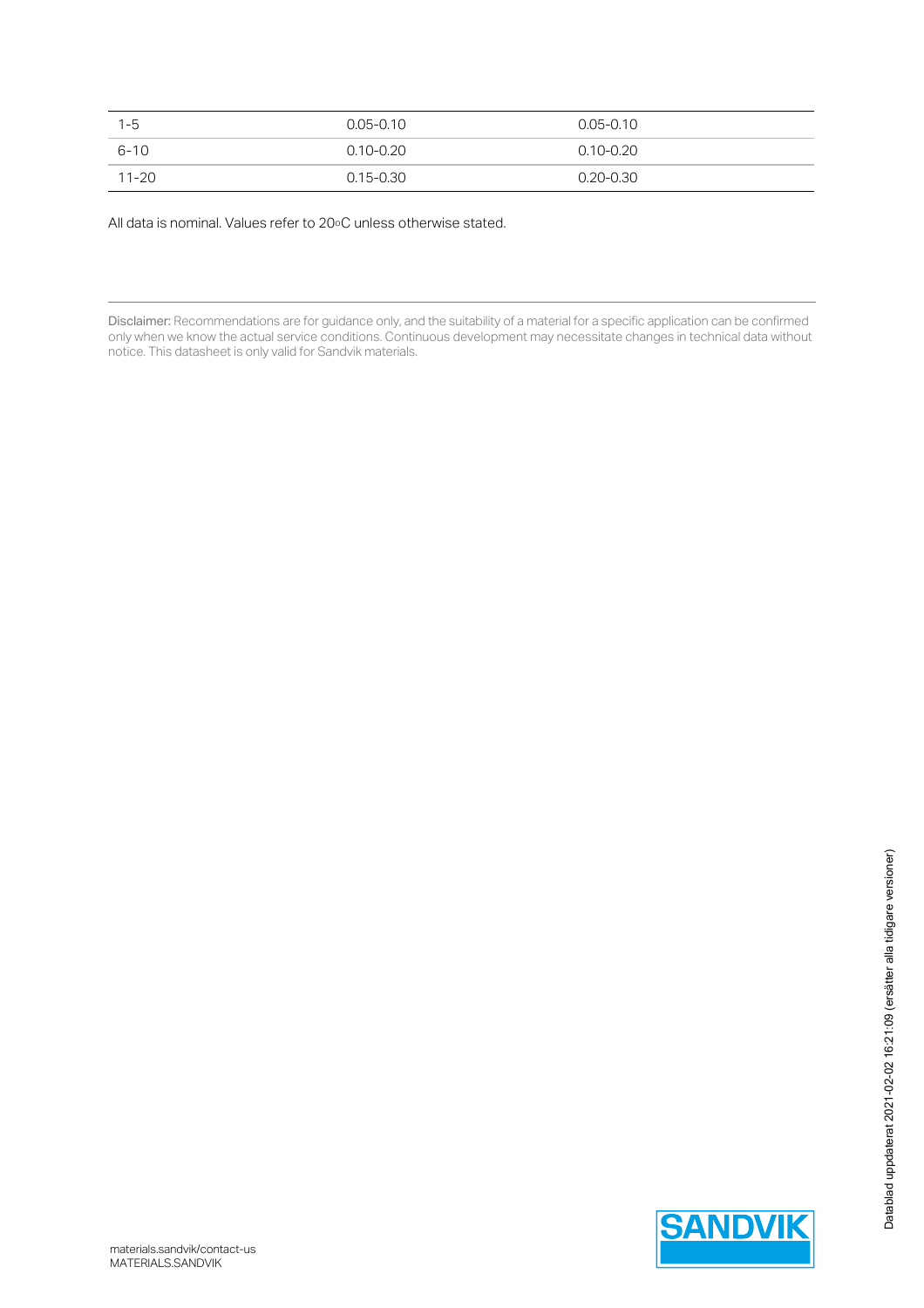| | | |
|---|---|---|
| 1-5 | 0.05-0.10 | 0.05-0.10 |
| 6-10 | 0.10-0.20 | 0.10-0.20 |
| 11-20 | 0.15-0.30 | 0.20-0.30 |

All data is nominal. Values refer to 20°C unless otherwise stated.

---

Disclaimer: Recommendations are for guidance only, and the suitability of a material for a specific application can be confirmed only when we know the actual service conditions. Continuous development may necessitate changes in technical data without notice. This datasheet is only valid for Sandvik materials.

Datablad uppdaterat 2021-02-02 16:21:09 (ersätter alla tidigare versioner)

materials.sandvik/contact-us
MATERIALS.SANDVIK

SANDVIK